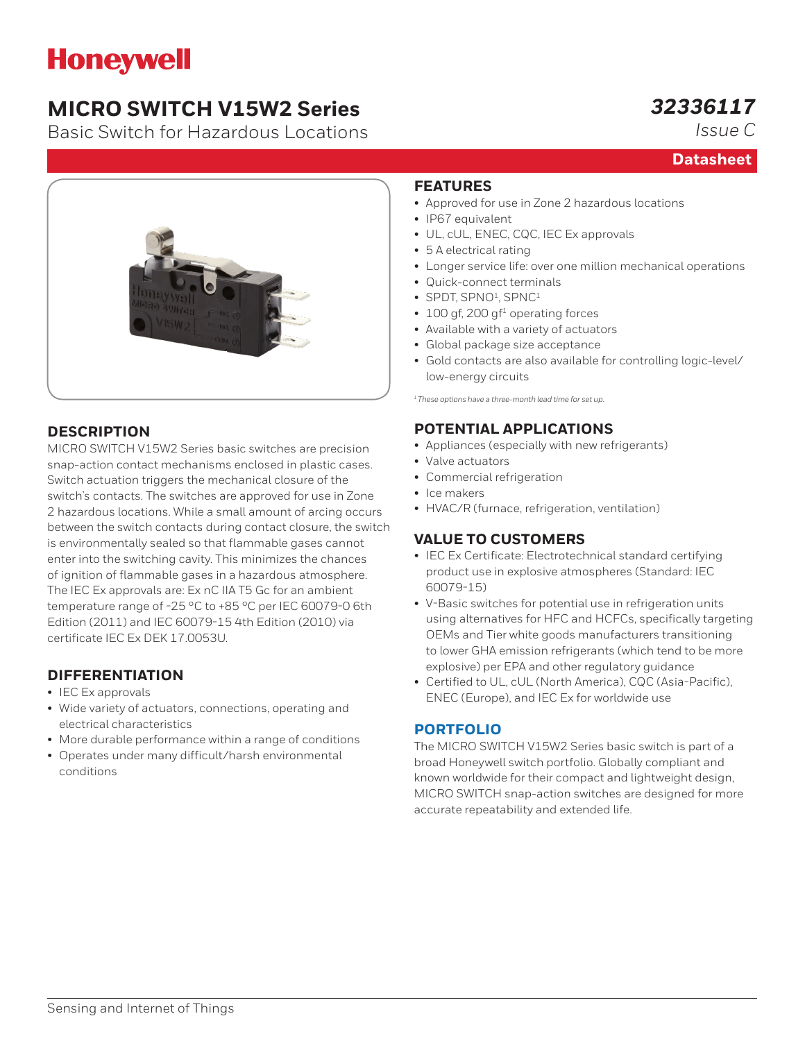Honeywell

# MICRO SWITCH V15W2 Series

Basic Switch for Hazardous Locations

*32336117*

*Issue C*

**Datasheet**

## DESCRIPTION

MICRO SWITCH V15W2 Series basic switches are precision snap-action contact mechanisms enclosed in plastic cases. Switch actuation triggers the mechanical closure of the switch's contacts. The switches are approved for use in Zone 2 hazardous locations. While a small amount of arcing occurs between the switch contacts during contact closure, the switch is environmentally sealed so that flammable gases cannot enter into the switching cavity. This minimizes the chances of ignition of flammable gases in a hazardous atmosphere. The IEC Ex approvals are: Ex nC IIA T5 Gc for an ambient temperature range of -25 °C to +85 °C per IEC 60079-0 6th Edition (2011) and IEC 60079-15 4th Edition (2010) via certificate IEC Ex DEK 17.0053U.

## DIFFERENTIATION

- IEC Ex approvals
- Wide variety of actuators, connections, operating and electrical characteristics
- More durable performance within a range of conditions
- Operates under many difficult/harsh environmental conditions

## FEATURES

- Approved for use in Zone 2 hazardous locations
- IP67 equivalent
- UL, cUL, ENEC, CQC, IEC Ex approvals
- 5 A electrical rating
- Longer service life: over one million mechanical operations
- Quick-connect terminals
- SPDT, SPNO[1], SPNC[1]
- 100 gf, 200 gf[1] operating forces
- Available with a variety of actuators
- Global package size acceptance
- Gold contacts are also available for controlling logic-level/ low-energy circuits

*[1] These options have a three-month lead time for set up.*

## POTENTIAL APPLICATIONS

- Appliances (especially with new refrigerants)
- Valve actuators
- Commercial refrigeration
- Ice makers
- HVAC/R (furnace, refrigeration, ventilation)

## VALUE TO CUSTOMERS

- IEC Ex Certificate: Electrotechnical standard certifying product use in explosive atmospheres (Standard: IEC 60079-15)
- V-Basic switches for potential use in refrigeration units using alternatives for HFC and HCFCs, specifically targeting OEMs and Tier white goods manufacturers transitioning to lower GHA emission refrigerants (which tend to be more explosive) per EPA and other regulatory guidance
- Certified to UL, cUL (North America), CQC (Asia-Pacific), ENEC (Europe), and IEC Ex for worldwide use

## PORTFOLIO

The MICRO SWITCH V15W2 Series basic switch is part of a broad Honeywell switch portfolio. Globally compliant and known worldwide for their compact and lightweight design, MICRO SWITCH snap-action switches are designed for more accurate repeatability and extended life.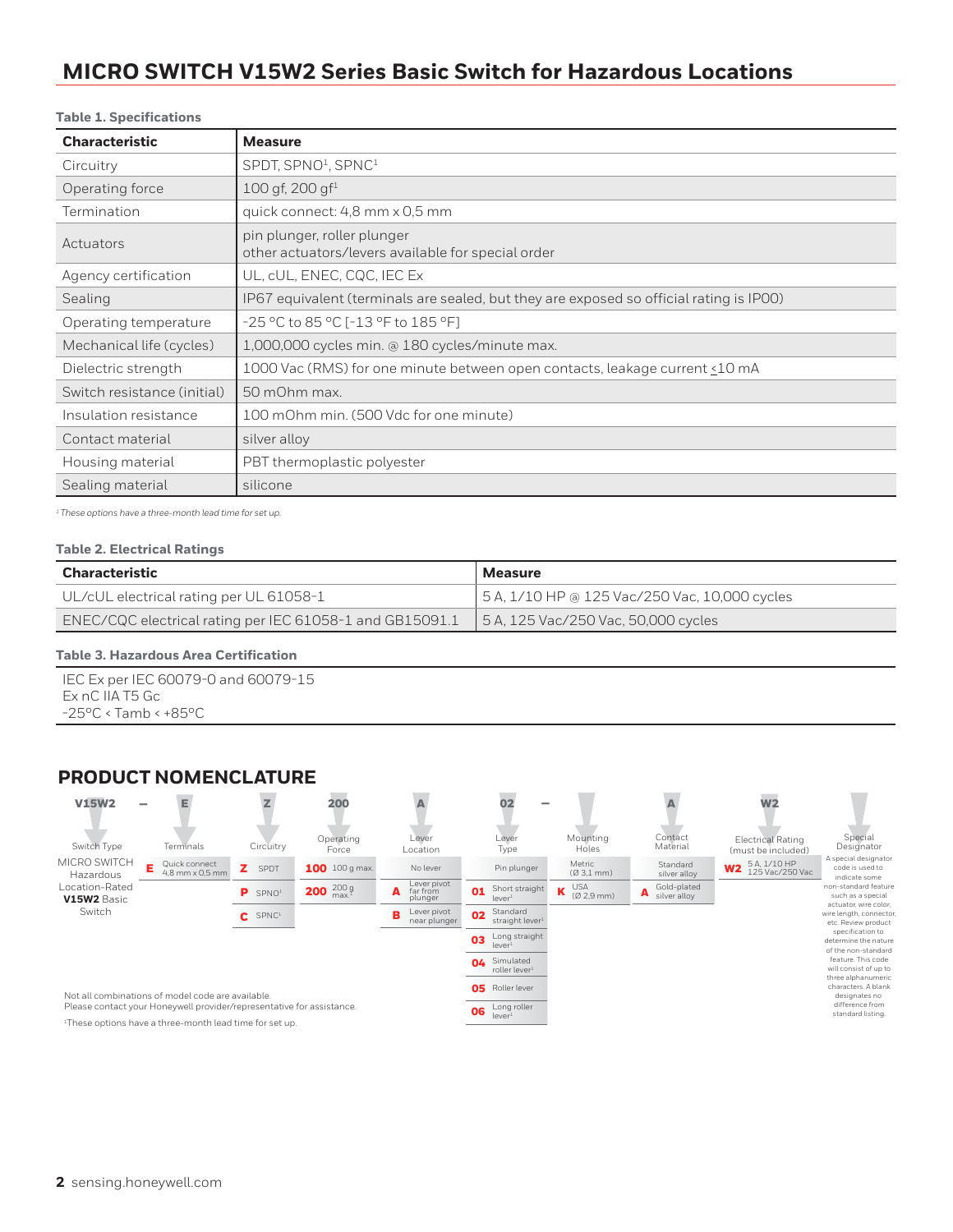## MICRO SWITCH V15W2 Series Basic Switch for Hazardous Locations

**Table 1. Specifications**

| Characteristic | Measure |
|---|---|
| Circuitry | SPDT, SPNO[1], SPNC[1] |
| Operating force | 100 gf, 200 gf[1] |
| Termination | quick connect: 4,8 mm x 0,5 mm |
| Actuators | pin plunger, roller plunger<br>other actuators/levers available for special order |
| Agency certification | UL, cUL, ENEC, CQC, IEC Ex |
| Sealing | IP67 equivalent (terminals are sealed, but they are exposed so official rating is IP00) |
| Operating temperature | -25 °C to 85 °C [-13 °F to 185 °F] |
| Mechanical life (cycles) | 1,000,000 cycles min. @ 180 cycles/minute max. |
| Dielectric strength | 1000 Vac (RMS) for one minute between open contacts, leakage current ≤10 mA |
| Switch resistance (initial) | 50 mOhm max. |
| Insulation resistance | 100 mOhm min. (500 Vdc for one minute) |
| Contact material | silver alloy |
| Housing material | PBT thermoplastic polyester |
| Sealing material | silicone |

*[1] These options have a three-month lead time for set up.*

**Table 2. Electrical Ratings**

| Characteristic | Measure |
|---|---|
| UL/cUL electrical rating per UL 61058-1 | 5 A, 1/10 HP @ 125 Vac/250 Vac, 10,000 cycles |
| ENEC/CQC electrical rating per IEC 61058-1 and GB15091.1 | 5 A, 125 Vac/250 Vac, 50,000 cycles |

**Table 3. Hazardous Area Certification**

IEC Ex per IEC 60079-0 and 60079-15
Ex nC IIA T5 Gc
-25°C < Tamb < +85°C

## PRODUCT NOMENCLATURE

V15W2 – E Z 200 A 02 – A W2

| Switch Type | Terminals | Circuitry | Operating Force | Lever Location | Lever Type | Mounting Holes | Contact Material | Electrical Rating (must be included) | Special Designator |
|---|---|---|---|---|---|---|---|---|---|
| V15W2: MICRO SWITCH Hazardous Location-Rated **V15W2** Basic Switch | **E** Quick connect 4,8 mm x 0,5 mm | **Z** SPDT | **100** 100 g max. | No lever | Pin plunger | Metric (Ø 3,1 mm) | Standard silver alloy | **W2** 5 A, 1/10 HP 125 Vac/250 Vac | A special designator code is used to indicate some non-standard feature such as a special actuator, wire color, wire length, connector, etc. Review product specification to determine the nature of the non-standard feature. This code will consist of up to three alphanumeric characters. A blank designates no difference from standard listing. |
| | | **P** SPNO[1] | **200** 200 g max.[1] | **A** Lever pivot far from plunger | **01** Short straight lever[1] | **K** USA (Ø 2,9 mm) | **A** Gold-plated silver alloy | | |
| | | **C** SPNC[1] | | **B** Lever pivot near plunger | **02** Standard straight lever[1] | | | | |
| | | | | | **03** Long straight lever[1] | | | | |
| | | | | | **04** Simulated roller lever[1] | | | | |
| | | | | | **05** Roller lever | | | | |
| | | | | | **06** Long roller lever[1] | | | | |

Not all combinations of model code are available.
Please contact your Honeywell provider/representative for assistance.

[1]These options have a three-month lead time for set up.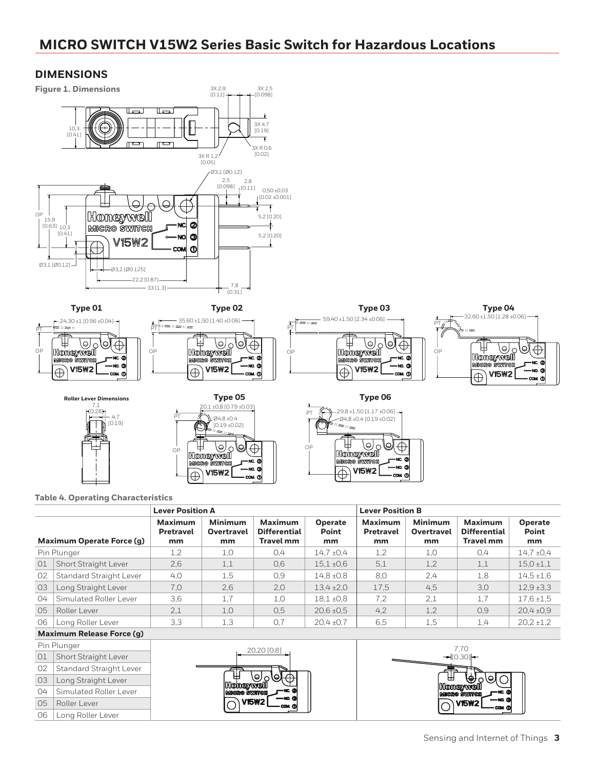# MICRO SWITCH V15W2 Series Basic Switch for Hazardous Locations

## DIMENSIONS

**Figure 1. Dimensions**

Type 01

Type 02

Type 03

Type 04

Roller Lever Dimensions

Type 05

Type 06

**Table 4. Operating Characteristics**

| | | Lever Position A | | | | Lever Position B | | | |
|---|---|---|---|---|---|---|---|---|---|
| **Maximum Operate Force (g)** | | **Maximum Pretravel mm** | **Minimum Overtravel mm** | **Maximum Differential Travel mm** | **Operate Point mm** | **Maximum Pretravel mm** | **Minimum Overtravel mm** | **Maximum Differential Travel mm** | **Operate Point mm** |
| Pin Plunger | | 1,2 | 1,0 | 0,4 | 14,7 ±0,4 | 1,2 | 1,0 | 0,4 | 14,7 ±0,4 |
| 01 | Short Straight Lever | 2,6 | 1,1 | 0,6 | 15,1 ±0,6 | 5,1 | 1,2 | 1,1 | 15,0 ±1,1 |
| 02 | Standard Straight Lever | 4,0 | 1,5 | 0,9 | 14,8 ±0,8 | 8,0 | 2,4 | 1,8 | 14,5 ±1,6 |
| 03 | Long Straight Lever | 7,0 | 2,6 | 2,0 | 13,4 ±2,0 | 17,5 | 4,5 | 3,0 | 12,9 ±3,3 |
| 04 | Simulated Roller Lever | 3,6 | 1,7 | 1,0 | 18,1 ±0,8 | 7,2 | 2,1 | 1,7 | 17,6 ±1,5 |
| 05 | Roller Lever | 2,1 | 1,0 | 0,5 | 20,6 ±0,5 | 4,2 | 1,2 | 0,9 | 20,4 ±0,9 |
| 06 | Long Roller Lever | 3,3 | 1,3 | 0,7 | 20,4 ±0,7 | 6,5 | 1,5 | 1,4 | 20,2 ±1,2 |
| **Maximum Release Force (g)** | | | | | | | | | |
| Pin Plunger | | 20,20 [0.8] | | | | 7,70 [0.30] | | | |
| 01 | Short Straight Lever | | | | | | | | |
| 02 | Standard Straight Lever | | | | | | | | |
| 03 | Long Straight Lever | | | | | | | | |
| 04 | Simulated Roller Lever | | | | | | | | |
| 05 | Roller Lever | | | | | | | | |
| 06 | Long Roller Lever | | | | | | | | |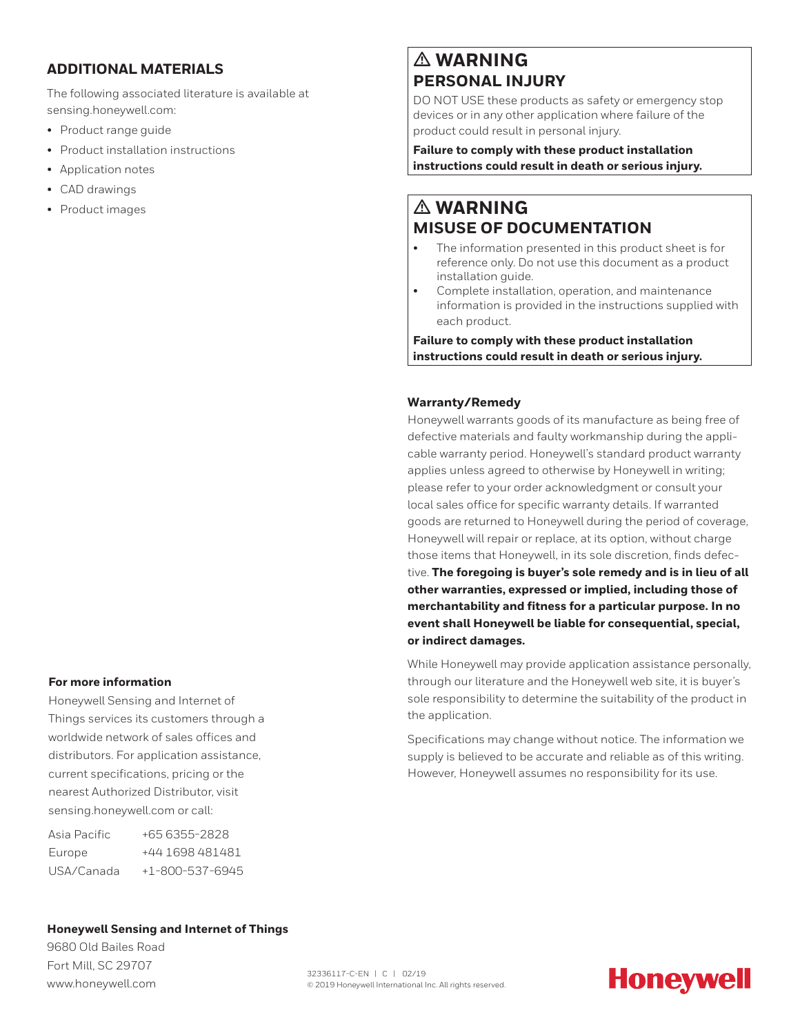## ADDITIONAL MATERIALS

The following associated literature is available at sensing.honeywell.com:

- Product range guide
- Product installation instructions
- Application notes
- CAD drawings
- Product images

## ⚠ WARNING
### PERSONAL INJURY

DO NOT USE these products as safety or emergency stop devices or in any other application where failure of the product could result in personal injury.

**Failure to comply with these product installation instructions could result in death or serious injury.**

## ⚠ WARNING
### MISUSE OF DOCUMENTATION

- The information presented in this product sheet is for reference only. Do not use this document as a product installation guide.
- Complete installation, operation, and maintenance information is provided in the instructions supplied with each product.

**Failure to comply with these product installation instructions could result in death or serious injury.**

**Warranty/Remedy**

Honeywell warrants goods of its manufacture as being free of defective materials and faulty workmanship during the applicable warranty period. Honeywell's standard product warranty applies unless agreed to otherwise by Honeywell in writing; please refer to your order acknowledgment or consult your local sales office for specific warranty details. If warranted goods are returned to Honeywell during the period of coverage, Honeywell will repair or replace, at its option, without charge those items that Honeywell, in its sole discretion, finds defective. **The foregoing is buyer's sole remedy and is in lieu of all other warranties, expressed or implied, including those of merchantability and fitness for a particular purpose. In no event shall Honeywell be liable for consequential, special, or indirect damages.**

While Honeywell may provide application assistance personally, through our literature and the Honeywell web site, it is buyer's sole responsibility to determine the suitability of the product in the application.

Specifications may change without notice. The information we supply is believed to be accurate and reliable as of this writing. However, Honeywell assumes no responsibility for its use.

**For more information**

Honeywell Sensing and Internet of Things services its customers through a worldwide network of sales offices and distributors. For application assistance, current specifications, pricing or the nearest Authorized Distributor, visit sensing.honeywell.com or call:

| | |
|---|---|
| Asia Pacific | +65 6355-2828 |
| Europe | +44 1698 481481 |
| USA/Canada | +1-800-537-6945 |

**Honeywell Sensing and Internet of Things**

9680 Old Bailes Road
Fort Mill, SC 29707
www.honeywell.com

32336117-C-EN | C | 02/19
© 2019 Honeywell International Inc. All rights reserved.

Honeywell